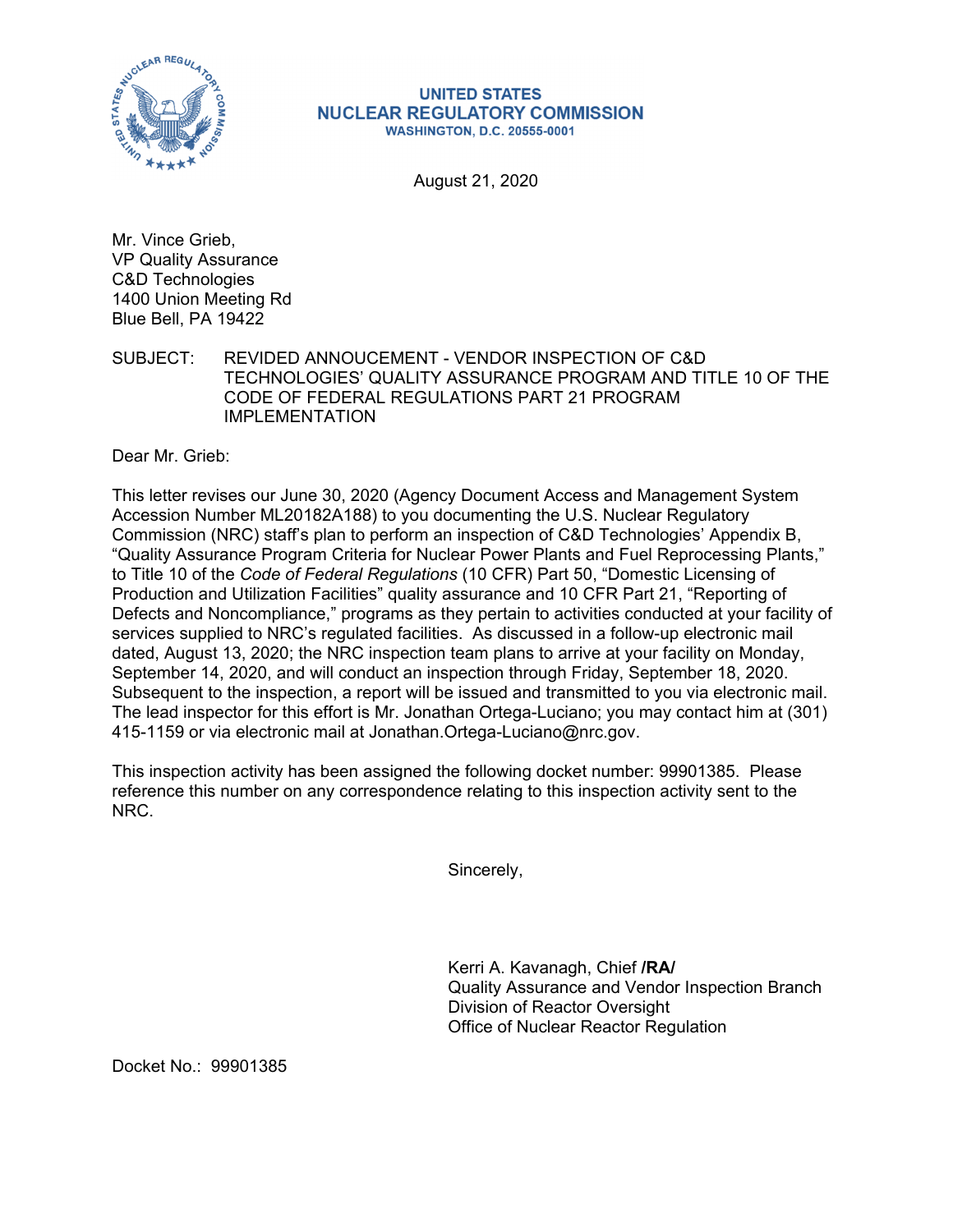**UNITED STATES**
**NUCLEAR REGULATORY COMMISSION**
**WASHINGTON, D.C. 20555-0001**

August 21, 2020

Mr. Vince Grieb,
VP Quality Assurance
C&D Technologies
1400 Union Meeting Rd
Blue Bell, PA 19422

SUBJECT: REVIDED ANNOUCEMENT - VENDOR INSPECTION OF C&D TECHNOLOGIES' QUALITY ASSURANCE PROGRAM AND TITLE 10 OF THE CODE OF FEDERAL REGULATIONS PART 21 PROGRAM IMPLEMENTATION

Dear Mr. Grieb:

This letter revises our June 30, 2020 (Agency Document Access and Management System Accession Number ML20182A188) to you documenting the U.S. Nuclear Regulatory Commission (NRC) staff's plan to perform an inspection of C&D Technologies' Appendix B, "Quality Assurance Program Criteria for Nuclear Power Plants and Fuel Reprocessing Plants," to Title 10 of the *Code of Federal Regulations* (10 CFR) Part 50, "Domestic Licensing of Production and Utilization Facilities" quality assurance and 10 CFR Part 21, "Reporting of Defects and Noncompliance," programs as they pertain to activities conducted at your facility of services supplied to NRC's regulated facilities. As discussed in a follow-up electronic mail dated, August 13, 2020; the NRC inspection team plans to arrive at your facility on Monday, September 14, 2020, and will conduct an inspection through Friday, September 18, 2020. Subsequent to the inspection, a report will be issued and transmitted to you via electronic mail. The lead inspector for this effort is Mr. Jonathan Ortega-Luciano; you may contact him at (301) 415-1159 or via electronic mail at Jonathan.Ortega-Luciano@nrc.gov.

This inspection activity has been assigned the following docket number: 99901385. Please reference this number on any correspondence relating to this inspection activity sent to the NRC.

Sincerely,

Kerri A. Kavanagh, Chief **/RA/**
Quality Assurance and Vendor Inspection Branch
Division of Reactor Oversight
Office of Nuclear Reactor Regulation

Docket No.: 99901385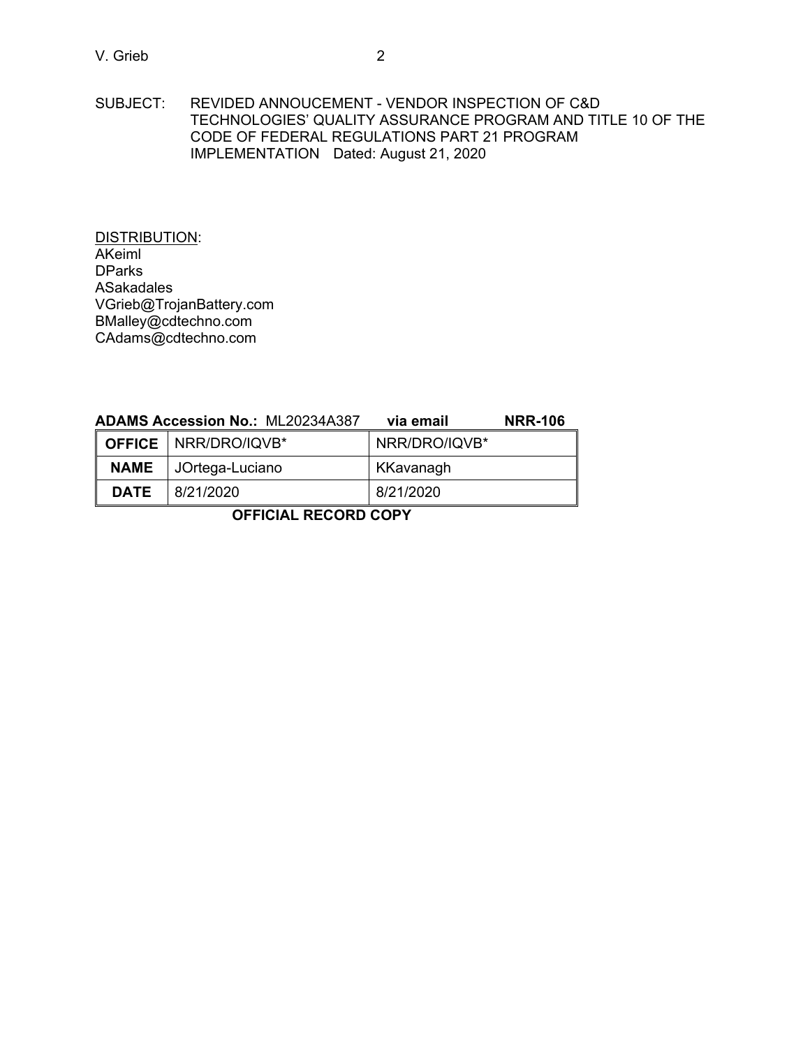SUBJECT: REVIDED ANNOUCEMENT - VENDOR INSPECTION OF C&D TECHNOLOGIES' QUALITY ASSURANCE PROGRAM AND TITLE 10 OF THE CODE OF FEDERAL REGULATIONS PART 21 PROGRAM IMPLEMENTATION Dated: August 21, 2020

DISTRIBUTION:
AKeiml
DParks
ASakadales
VGrieb@TrojanBattery.com
BMalley@cdtechno.com
CAdams@cdtechno.com

**ADAMS Accession No.:** ML20234A387 **via email** **NRR-106**

| | | |
|---|---|---|
| **OFFICE** | NRR/DRO/IQVB* | NRR/DRO/IQVB* |
| **NAME** | JOrtega-Luciano | KKavanagh |
| **DATE** | 8/21/2020 | 8/21/2020 |

**OFFICIAL RECORD COPY**